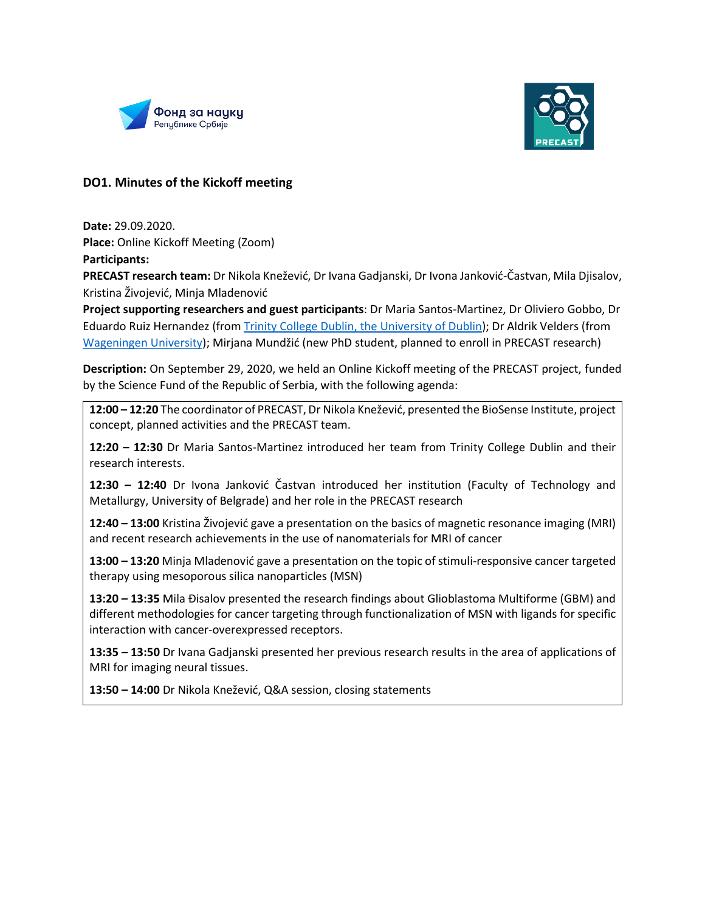Фонд за науку
Републике Србије

PRECAST

### DO1. Minutes of the Kickoff meeting

**Date:** 29.09.2020.
**Place:** Online Kickoff Meeting (Zoom)
**Participants:**
**PRECAST research team:** Dr Nikola Knežević, Dr Ivana Gadjanski, Dr Ivona Janković-Častvan, Mila Djisalov, Kristina Živojević, Minja Mladenović
**Project supporting researchers and guest participants**: Dr Maria Santos-Martinez, Dr Oliviero Gobbo, Dr Eduardo Ruiz Hernandez (from Trinity College Dublin, the University of Dublin); Dr Aldrik Velders (from Wageningen University); Mirjana Mundžić (new PhD student, planned to enroll in PRECAST research)

**Description:** On September 29, 2020, we held an Online Kickoff meeting of the PRECAST project, funded by the Science Fund of the Republic of Serbia, with the following agenda:

**12:00 – 12:20** The coordinator of PRECAST, Dr Nikola Knežević, presented the BioSense Institute, project concept, planned activities and the PRECAST team.

**12:20 – 12:30** Dr Maria Santos-Martinez introduced her team from Trinity College Dublin and their research interests.

**12:30 – 12:40** Dr Ivona Janković Častvan introduced her institution (Faculty of Technology and Metallurgy, University of Belgrade) and her role in the PRECAST research

**12:40 – 13:00** Kristina Živojević gave a presentation on the basics of magnetic resonance imaging (MRI) and recent research achievements in the use of nanomaterials for MRI of cancer

**13:00 – 13:20** Minja Mladenović gave a presentation on the topic of stimuli-responsive cancer targeted therapy using mesoporous silica nanoparticles (MSN)

**13:20 – 13:35** Mila Đisalov presented the research findings about Glioblastoma Multiforme (GBM) and different methodologies for cancer targeting through functionalization of MSN with ligands for specific interaction with cancer-overexpressed receptors.

**13:35 – 13:50** Dr Ivana Gadjanski presented her previous research results in the area of applications of MRI for imaging neural tissues.

**13:50 – 14:00** Dr Nikola Knežević, Q&A session, closing statements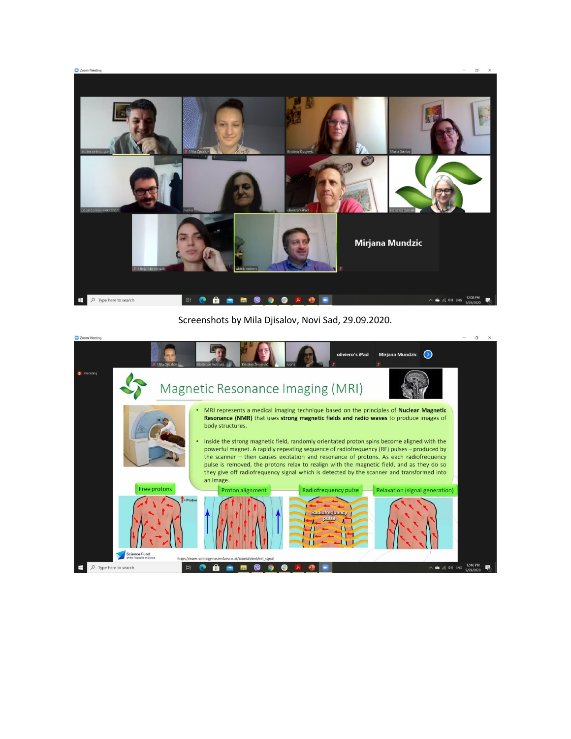Screenshots by Mila Djisalov, Novi Sad, 29.09.2020.